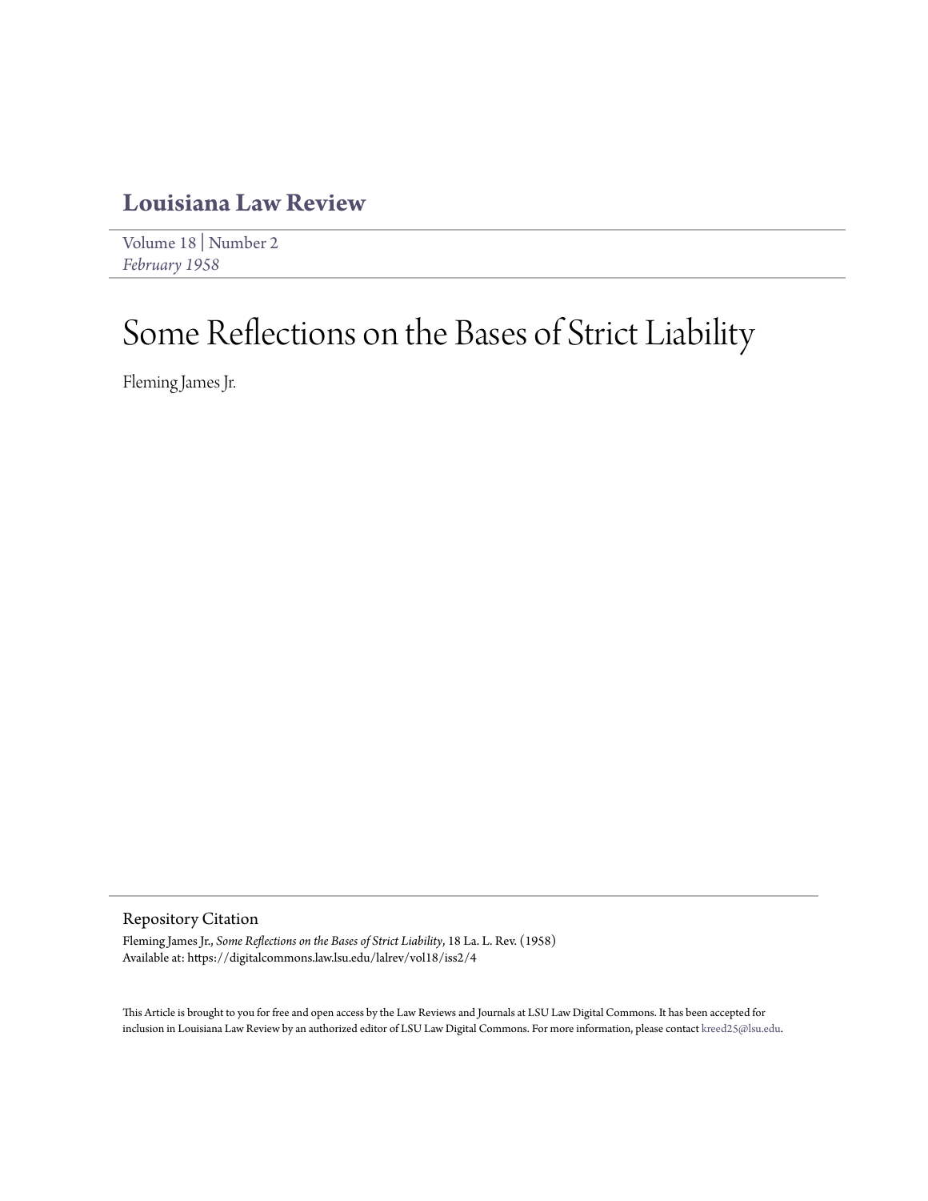# Louisiana Law Review

Volume 18 | Number 2
*February 1958*

# Some Reflections on the Bases of Strict Liability

Fleming James Jr.

## Repository Citation

Fleming James Jr., *Some Reflections on the Bases of Strict Liability*, 18 La. L. Rev. (1958)
Available at: https://digitalcommons.law.lsu.edu/lalrev/vol18/iss2/4

This Article is brought to you for free and open access by the Law Reviews and Journals at LSU Law Digital Commons. It has been accepted for inclusion in Louisiana Law Review by an authorized editor of LSU Law Digital Commons. For more information, please contact kreed25@lsu.edu.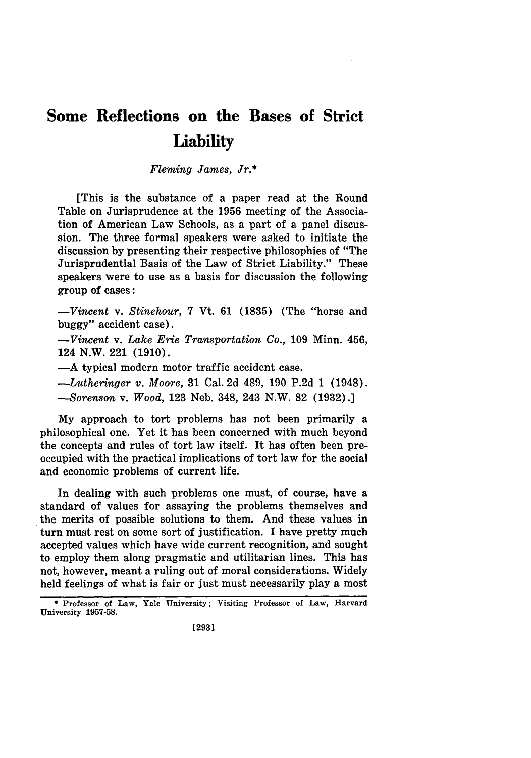# Some Reflections on the Bases of Strict Liability

*Fleming James, Jr.*[*]

[This is the substance of a paper read at the Round Table on Jurisprudence at the 1956 meeting of the Association of American Law Schools, as a part of a panel discussion. The three formal speakers were asked to initiate the discussion by presenting their respective philosophies of "The Jurisprudential Basis of the Law of Strict Liability." These speakers were to use as a basis for discussion the following group of cases:

—*Vincent* v. *Stinehour*, 7 Vt. 61 (1835) (The "horse and buggy" accident case).

—*Vincent* v. *Lake Erie Transportation Co.*, 109 Minn. 456, 124 N.W. 221 (1910).

—A typical modern motor traffic accident case.

—*Lutheringer v. Moore*, 31 Cal. 2d 489, 190 P.2d 1 (1948).

—*Sorenson* v. *Wood*, 123 Neb. 348, 243 N.W. 82 (1932).]

My approach to tort problems has not been primarily a philosophical one. Yet it has been concerned with much beyond the concepts and rules of tort law itself. It has often been preoccupied with the practical implications of tort law for the social and economic problems of current life.

In dealing with such problems one must, of course, have a standard of values for assaying the problems themselves and the merits of possible solutions to them. And these values in turn must rest on some sort of justification. I have pretty much accepted values which have wide current recognition, and sought to employ them along pragmatic and utilitarian lines. This has not, however, meant a ruling out of moral considerations. Widely held feelings of what is fair or just must necessarily play a most

---

[*] Professor of Law, Yale University; Visiting Professor of Law, Harvard University 1957-58.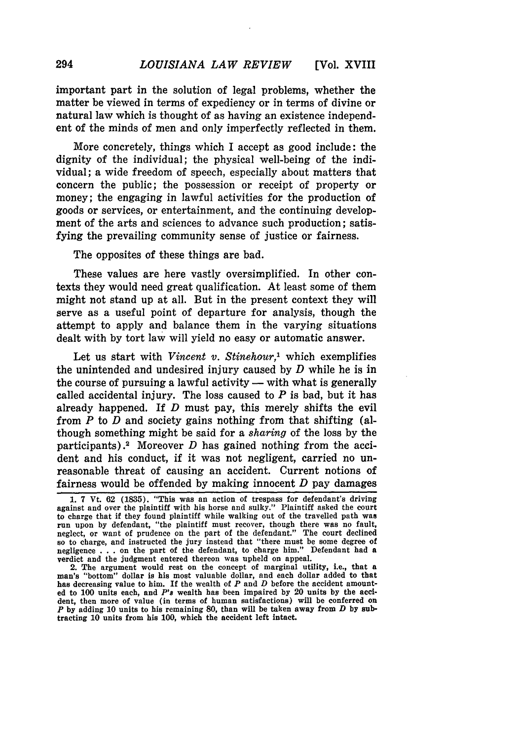important part in the solution of legal problems, whether the matter be viewed in terms of expediency or in terms of divine or natural law which is thought of as having an existence independent of the minds of men and only imperfectly reflected in them.

More concretely, things which I accept as good include: the dignity of the individual; the physical well-being of the individual; a wide freedom of speech, especially about matters that concern the public; the possession or receipt of property or money; the engaging in lawful activities for the production of goods or services, or entertainment, and the continuing development of the arts and sciences to advance such production; satisfying the prevailing community sense of justice or fairness.

The opposites of these things are bad.

These values are here vastly oversimplified. In other contexts they would need great qualification. At least some of them might not stand up at all. But in the present context they will serve as a useful point of departure for analysis, though the attempt to apply and balance them in the varying situations dealt with by tort law will yield no easy or automatic answer.

Let us start with *Vincent v. Stinehour*,[1] which exemplifies the unintended and undesired injury caused by *D* while he is in the course of pursuing a lawful activity — with what is generally called accidental injury. The loss caused to *P* is bad, but it has already happened. If *D* must pay, this merely shifts the evil from *P* to *D* and society gains nothing from that shifting (although something might be said for a *sharing* of the loss by the participants).[2] Moreover *D* has gained nothing from the accident and his conduct, if it was not negligent, carried no unreasonable threat of causing an accident. Current notions of fairness would be offended by making innocent *D* pay damages

---

1. 7 Vt. 62 (1835). "This was an action of trespass for defendant's driving against and over the plaintiff with his horse and sulky." Plaintiff asked the court to charge that if they found plaintiff while walking out of the travelled path was run upon by defendant, "the plaintiff must recover, though there was no fault, neglect, or want of prudence on the part of the defendant." The court declined so to charge, and instructed the jury instead that "there must be some degree of negligence . . . on the part of the defendant, to charge him." Defendant had a verdict and the judgment entered thereon was upheld on appeal.

2. The argument would rest on the concept of marginal utility, i.e., that a man's "bottom" dollar is his most valuable dollar, and each dollar added to that has decreasing value to him. If the wealth of *P* and *D* before the accident amounted to 100 units each, and *P's* wealth has been impaired by 20 units by the accident, then more of value (in terms of human satisfactions) will be conferred on *P* by adding 10 units to his remaining 80, than will be taken away from *D* by subtracting 10 units from his 100, which the accident left intact.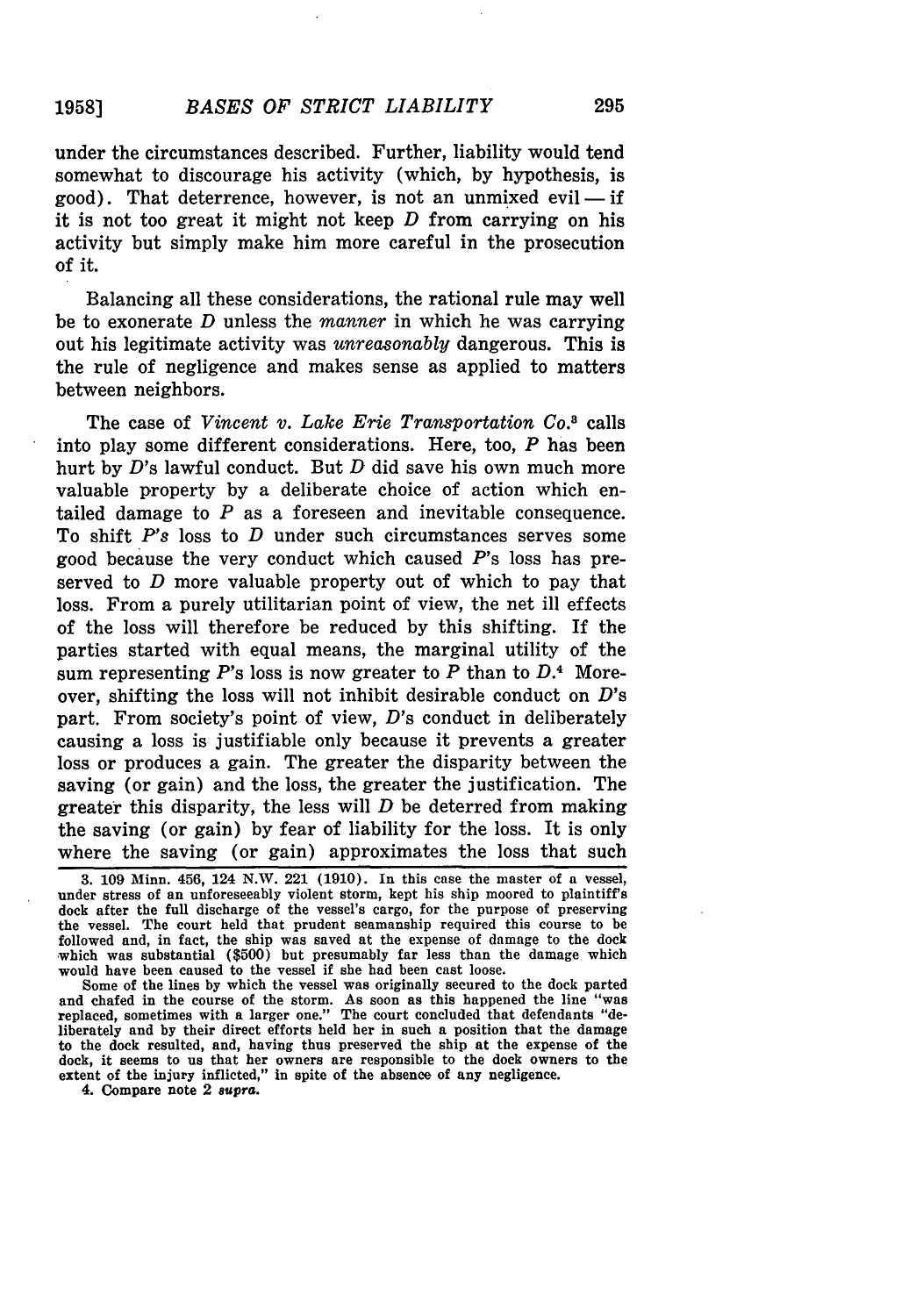under the circumstances described. Further, liability would tend somewhat to discourage his activity (which, by hypothesis, is good). That deterrence, however, is not an unmixed evil — if it is not too great it might not keep *D* from carrying on his activity but simply make him more careful in the prosecution of it.

Balancing all these considerations, the rational rule may well be to exonerate *D* unless the *manner* in which he was carrying out his legitimate activity was *unreasonably* dangerous. This is the rule of negligence and makes sense as applied to matters between neighbors.

The case of *Vincent v. Lake Erie Transportation Co.*[3] calls into play some different considerations. Here, too, *P* has been hurt by *D*'s lawful conduct. But *D* did save his own much more valuable property by a deliberate choice of action which entailed damage to *P* as a foreseen and inevitable consequence. To shift *P's* loss to *D* under such circumstances serves some good because the very conduct which caused *P*'s loss has preserved to *D* more valuable property out of which to pay that loss. From a purely utilitarian point of view, the net ill effects of the loss will therefore be reduced by this shifting. If the parties started with equal means, the marginal utility of the sum representing *P*'s loss is now greater to *P* than to *D*.[4] Moreover, shifting the loss will not inhibit desirable conduct on *D*'s part. From society's point of view, *D*'s conduct in deliberately causing a loss is justifiable only because it prevents a greater loss or produces a gain. The greater the disparity between the saving (or gain) and the loss, the greater the justification. The greater this disparity, the less will *D* be deterred from making the saving (or gain) by fear of liability for the loss. It is only where the saving (or gain) approximates the loss that such

---

3. 109 Minn. 456, 124 N.W. 221 (1910). In this case the master of a vessel, under stress of an unforeseeably violent storm, kept his ship moored to plaintiff's dock after the full discharge of the vessel's cargo, for the purpose of preserving the vessel. The court held that prudent seamanship required this course to be followed and, in fact, the ship was saved at the expense of damage to the dock which was substantial ($500) but presumably far less than the damage which would have been caused to the vessel if she had been cast loose.

Some of the lines by which the vessel was originally secured to the dock parted and chafed in the course of the storm. As soon as this happened the line "was replaced, sometimes with a larger one." The court concluded that defendants "deliberately and by their direct efforts held her in such a position that the damage to the dock resulted, and, having thus preserved the ship at the expense of the dock, it seems to us that her owners are responsible to the dock owners to the extent of the injury inflicted," in spite of the absence of any negligence.

4. Compare note 2 *supra*.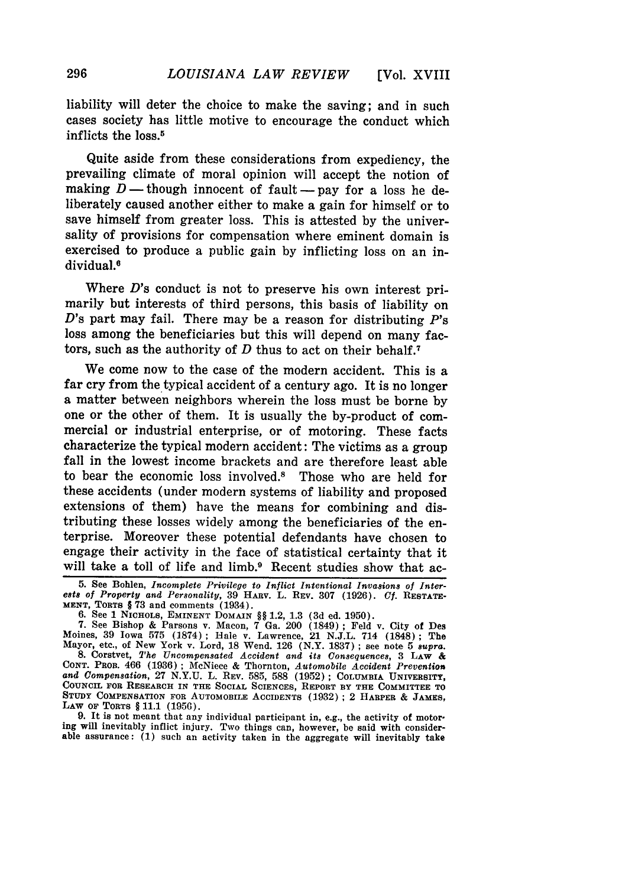liability will deter the choice to make the saving; and in such cases society has little motive to encourage the conduct which inflicts the loss.[5]

Quite aside from these considerations from expediency, the prevailing climate of moral opinion will accept the notion of making *D* — though innocent of fault — pay for a loss he deliberately caused another either to make a gain for himself or to save himself from greater loss. This is attested by the universality of provisions for compensation where eminent domain is exercised to produce a public gain by inflicting loss on an individual.[6]

Where *D*'s conduct is not to preserve his own interest primarily but interests of third persons, this basis of liability on *D*'s part may fail. There may be a reason for distributing *P*'s loss among the beneficiaries but this will depend on many factors, such as the authority of *D* thus to act on their behalf.[7]

We come now to the case of the modern accident. This is a far cry from the typical accident of a century ago. It is no longer a matter between neighbors wherein the loss must be borne by one or the other of them. It is usually the by-product of commercial or industrial enterprise, or of motoring. These facts characterize the typical modern accident: The victims as a group fall in the lowest income brackets and are therefore least able to bear the economic loss involved.[8] Those who are held for these accidents (under modern systems of liability and proposed extensions of them) have the means for combining and distributing these losses widely among the beneficiaries of the enterprise. Moreover these potential defendants have chosen to engage their activity in the face of statistical certainty that it will take a toll of life and limb.[9] Recent studies show that ac-

5. See Bohlen, *Incomplete Privilege to Inflict Intentional Invasions of Interests of Property and Personality*, 39 HARV. L. REV. 307 (1926). *Cf.* RESTATEMENT, TORTS § 73 and comments (1934).

6. See 1 NICHOLS, EMINENT DOMAIN §§ 1.2, 1.3 (3d ed. 1950).

7. See Bishop & Parsons v. Macon, 7 Ga. 200 (1849); Feld v. City of Des Moines, 39 Iowa 575 (1874); Hale v. Lawrence, 21 N.J.L. 714 (1848); The Mayor, etc., of New York v. Lord, 18 Wend. 126 (N.Y. 1837); see note 5 *supra*.

8. Corstvet, *The Uncompensated Accident and its Consequences*, 3 LAW & CONT. PROB. 466 (1936); McNiece & Thornton, *Automobile Accident Prevention and Compensation*, 27 N.Y.U. L. REV. 585, 588 (1952); COLUMBIA UNIVERSITY, COUNCIL FOR RESEARCH IN THE SOCIAL SCIENCES, REPORT BY THE COMMITTEE TO STUDY COMPENSATION FOR AUTOMOBILE ACCIDENTS (1932); 2 HARPER & JAMES, LAW OF TORTS § 11.1 (1956).

9. It is not meant that any individual participant in, e.g., the activity of motoring will inevitably inflict injury. Two things can, however, be said with considerable assurance: (1) such an activity taken in the aggregate will inevitably take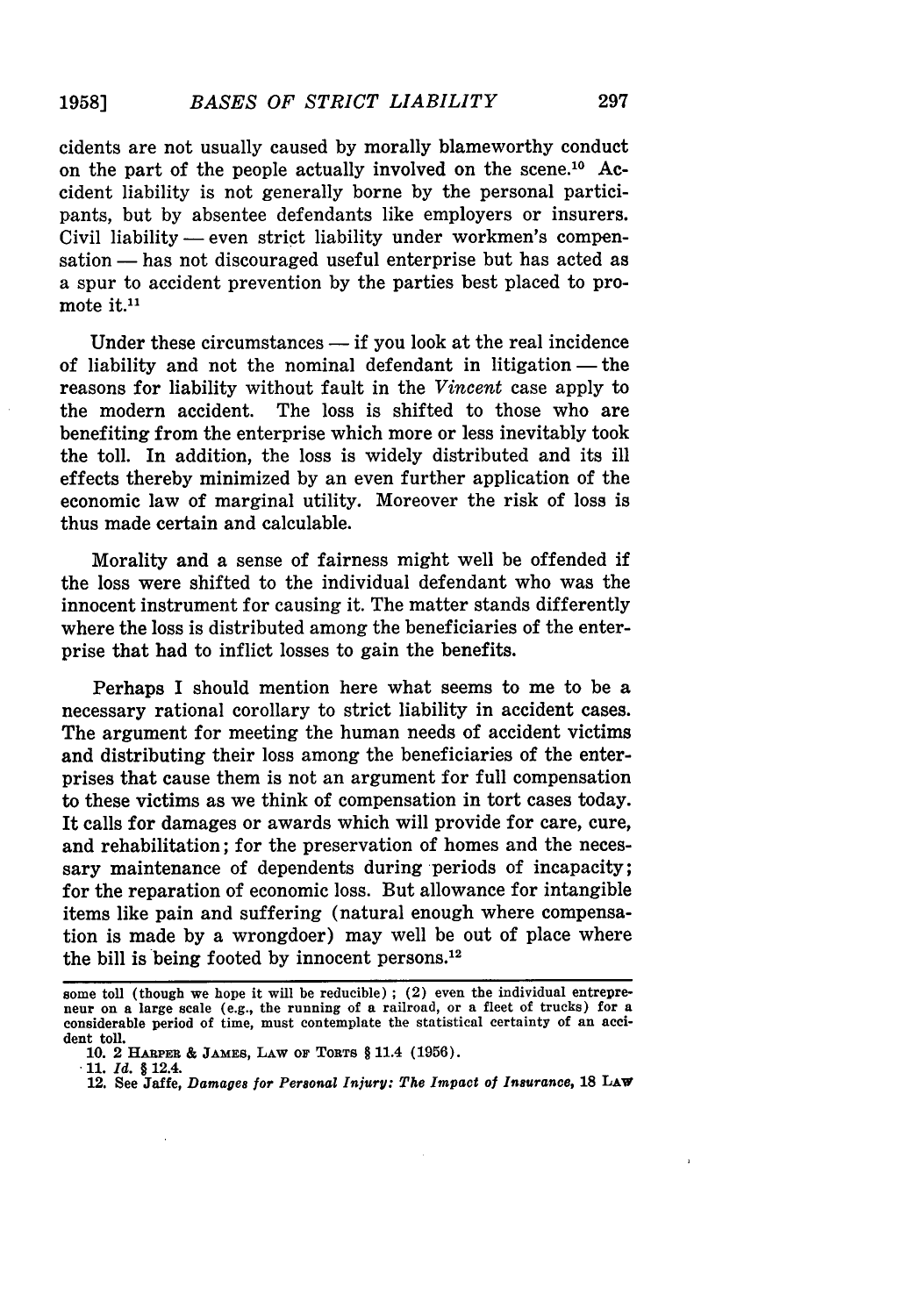cidents are not usually caused by morally blameworthy conduct on the part of the people actually involved on the scene.[10] Accident liability is not generally borne by the personal participants, but by absentee defendants like employers or insurers. Civil liability — even strict liability under workmen's compensation — has not discouraged useful enterprise but has acted as a spur to accident prevention by the parties best placed to promote it.[11]

Under these circumstances — if you look at the real incidence of liability and not the nominal defendant in litigation — the reasons for liability without fault in the *Vincent* case apply to the modern accident. The loss is shifted to those who are benefiting from the enterprise which more or less inevitably took the toll. In addition, the loss is widely distributed and its ill effects thereby minimized by an even further application of the economic law of marginal utility. Moreover the risk of loss is thus made certain and calculable.

Morality and a sense of fairness might well be offended if the loss were shifted to the individual defendant who was the innocent instrument for causing it. The matter stands differently where the loss is distributed among the beneficiaries of the enterprise that had to inflict losses to gain the benefits.

Perhaps I should mention here what seems to me to be a necessary rational corollary to strict liability in accident cases. The argument for meeting the human needs of accident victims and distributing their loss among the beneficiaries of the enterprises that cause them is not an argument for full compensation to these victims as we think of compensation in tort cases today. It calls for damages or awards which will provide for care, cure, and rehabilitation; for the preservation of homes and the necessary maintenance of dependents during periods of incapacity; for the reparation of economic loss. But allowance for intangible items like pain and suffering (natural enough where compensation is made by a wrongdoer) may well be out of place where the bill is being footed by innocent persons.[12]

---

some toll (though we hope it will be reducible); (2) even the individual entrepreneur on a large scale (e.g., the running of a railroad, or a fleet of trucks) for a considerable period of time, must contemplate the statistical certainty of an accident toll.

10. 2 HARPER & JAMES, LAW OF TORTS § 11.4 (1956).

11. *Id.* § 12.4.

12. See Jaffe, *Damages for Personal Injury: The Impact of Insurance*, 18 LAW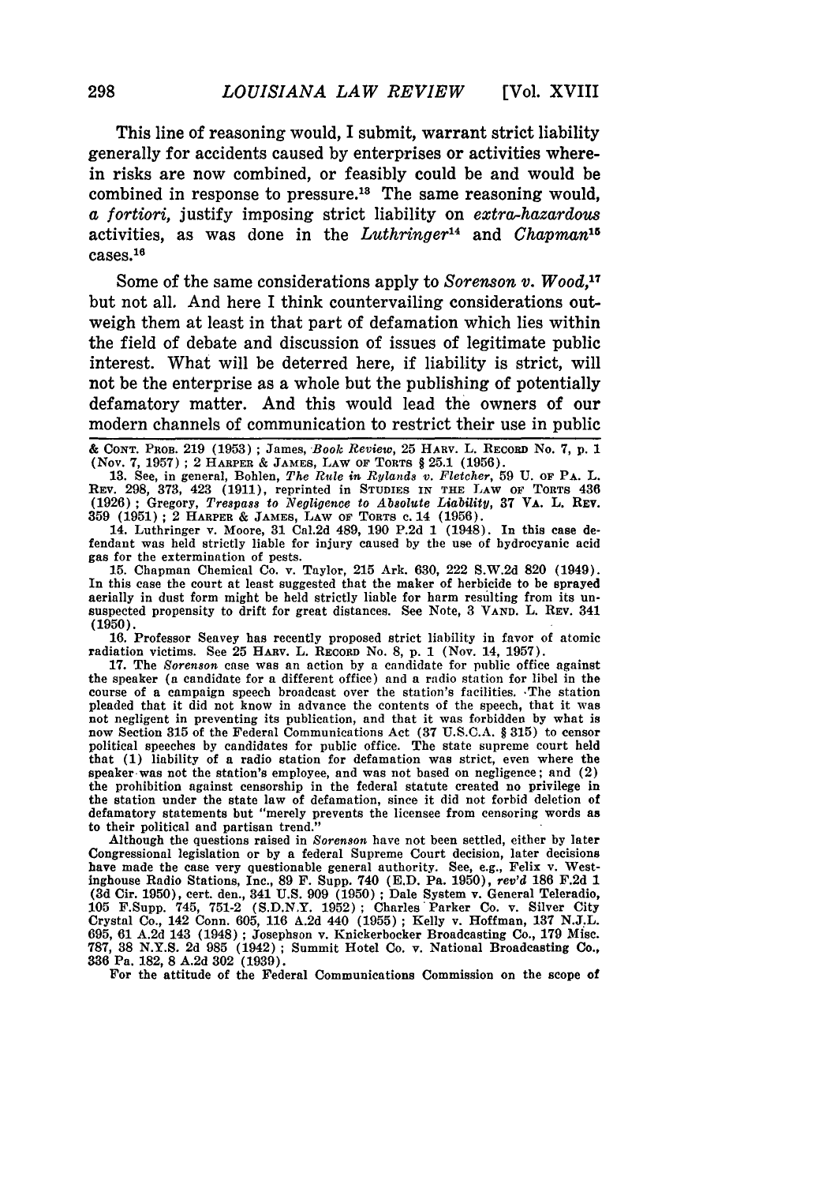This line of reasoning would, I submit, warrant strict liability generally for accidents caused by enterprises or activities wherein risks are now combined, or feasibly could be and would be combined in response to pressure.[13] The same reasoning would, *a fortiori*, justify imposing strict liability on *extra-hazardous* activities, as was done in the *Luthringer*[14] and *Chapman*[15] cases.[16]

Some of the same considerations apply to *Sorenson v. Wood*,[17] but not all. And here I think countervailing considerations outweigh them at least in that part of defamation which lies within the field of debate and discussion of issues of legitimate public interest. What will be deterred here, if liability is strict, will not be the enterprise as a whole but the publishing of potentially defamatory matter. And this would lead the owners of our modern channels of communication to restrict their use in public

& CONT. PROB. 219 (1953); James, *Book Review*, 25 HARV. L. RECORD No. 7, p. 1 (Nov. 7, 1957); 2 HARPER & JAMES, LAW OF TORTS § 25.1 (1956).

13. See, in general, Bohlen, *The Rule in Rylands v. Fletcher*, 59 U. OF PA. L. REV. 298, 373, 423 (1911), reprinted in STUDIES IN THE LAW OF TORTS 436 (1926); Gregory, *Trespass to Negligence to Absolute Liability*, 37 VA. L. REV. 359 (1951); 2 HARPER & JAMES, LAW OF TORTS c. 14 (1956).

14. Luthringer v. Moore, 31 Cal.2d 489, 190 P.2d 1 (1948). In this case defendant was held strictly liable for injury caused by the use of hydrocyanic acid gas for the extermination of pests.

15. Chapman Chemical Co. v. Taylor, 215 Ark. 630, 222 S.W.2d 820 (1949). In this case the court at least suggested that the maker of herbicide to be sprayed aerially in dust form might be held strictly liable for harm resulting from its unsuspected propensity to drift for great distances. See Note, 3 VAND. L. REV. 341 (1950).

16. Professor Seavey has recently proposed strict liability in favor of atomic radiation victims. See 25 HARV. L. RECORD No. 8, p. 1 (Nov. 14, 1957).

17. The *Sorenson* case was an action by a candidate for public office against the speaker (a candidate for a different office) and a radio station for libel in the course of a campaign speech broadcast over the station's facilities. The station pleaded that it did not know in advance the contents of the speech, that it was not negligent in preventing its publication, and that it was forbidden by what is now Section 315 of the Federal Communications Act (37 U.S.C.A. § 315) to censor political speeches by candidates for public office. The state supreme court held that (1) liability of a radio station for defamation was strict, even where the speaker was not the station's employee, and was not based on negligence; and (2) the prohibition against censorship in the federal statute created no privilege in the station under the state law of defamation, since it did not forbid deletion of defamatory statements but "merely prevents the licensee from censoring words as to their political and partisan trend."

Although the questions raised in *Sorenson* have not been settled, either by later Congressional legislation or by a federal Supreme Court decision, later decisions have made the case very questionable general authority. See, e.g., Felix v. Westinghouse Radio Stations, Inc., 89 F. Supp. 740 (E.D. Pa. 1950), *rev'd* 186 F.2d 1 (3d Cir. 1950), cert. den., 341 U.S. 909 (1950); Dale System v. General Teleradio, 105 F.Supp. 745, 751-2 (S.D.N.Y. 1952); Charles Parker Co. v. Silver City Crystal Co., 142 Conn. 605, 116 A.2d 440 (1955); Kelly v. Hoffman, 137 N.J.L. 695, 61 A.2d 143 (1948); Josephson v. Knickerbocker Broadcasting Co., 179 Misc. 787, 38 N.Y.S. 2d 985 (1942); Summit Hotel Co. v. National Broadcasting Co., 336 Pa. 182, 8 A.2d 302 (1939).

For the attitude of the Federal Communications Commission on the scope of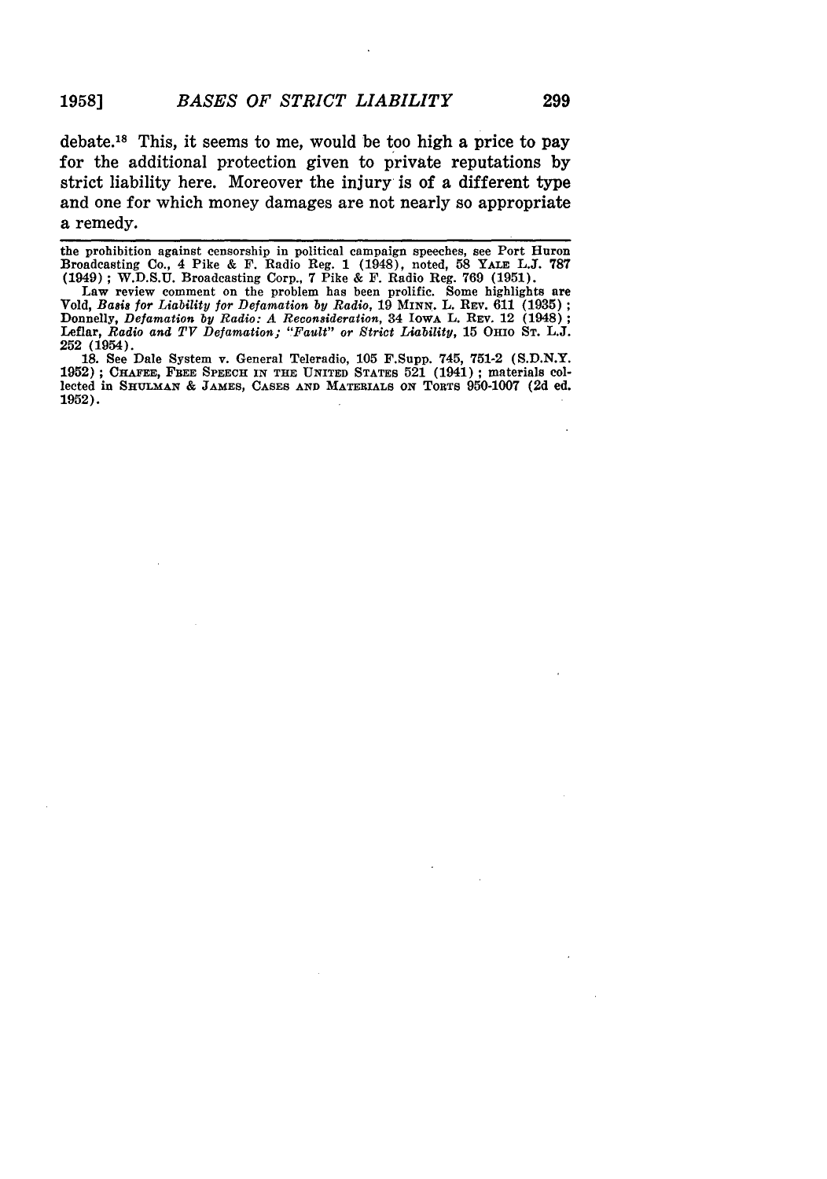debate.[18] This, it seems to me, would be too high a price to pay for the additional protection given to private reputations by strict liability here. Moreover the injury is of a different type and one for which money damages are not nearly so appropriate a remedy.

---

the prohibition against censorship in political campaign speeches, see Port Huron Broadcasting Co., 4 Pike & F. Radio Reg. 1 (1948), noted, 58 YALE L.J. 787 (1949); W.D.S.U. Broadcasting Corp., 7 Pike & F. Radio Reg. 769 (1951).

Law review comment on the problem has been prolific. Some highlights are Vold, *Basis for Liability for Defamation by Radio*, 19 MINN. L. REV. 611 (1935); Donnelly, *Defamation by Radio: A Reconsideration*, 34 IOWA L. REV. 12 (1948); Leflar, *Radio and TV Defamation; "Fault" or Strict Liability*, 15 OHIO ST. L.J. 252 (1954).

18. See Dale System v. General Teleradio, 105 F.Supp. 745, 751-2 (S.D.N.Y. 1952); CHAFEE, FREE SPEECH IN THE UNITED STATES 521 (1941); materials collected in SHULMAN & JAMES, CASES AND MATERIALS ON TORTS 950-1007 (2d ed. 1952).